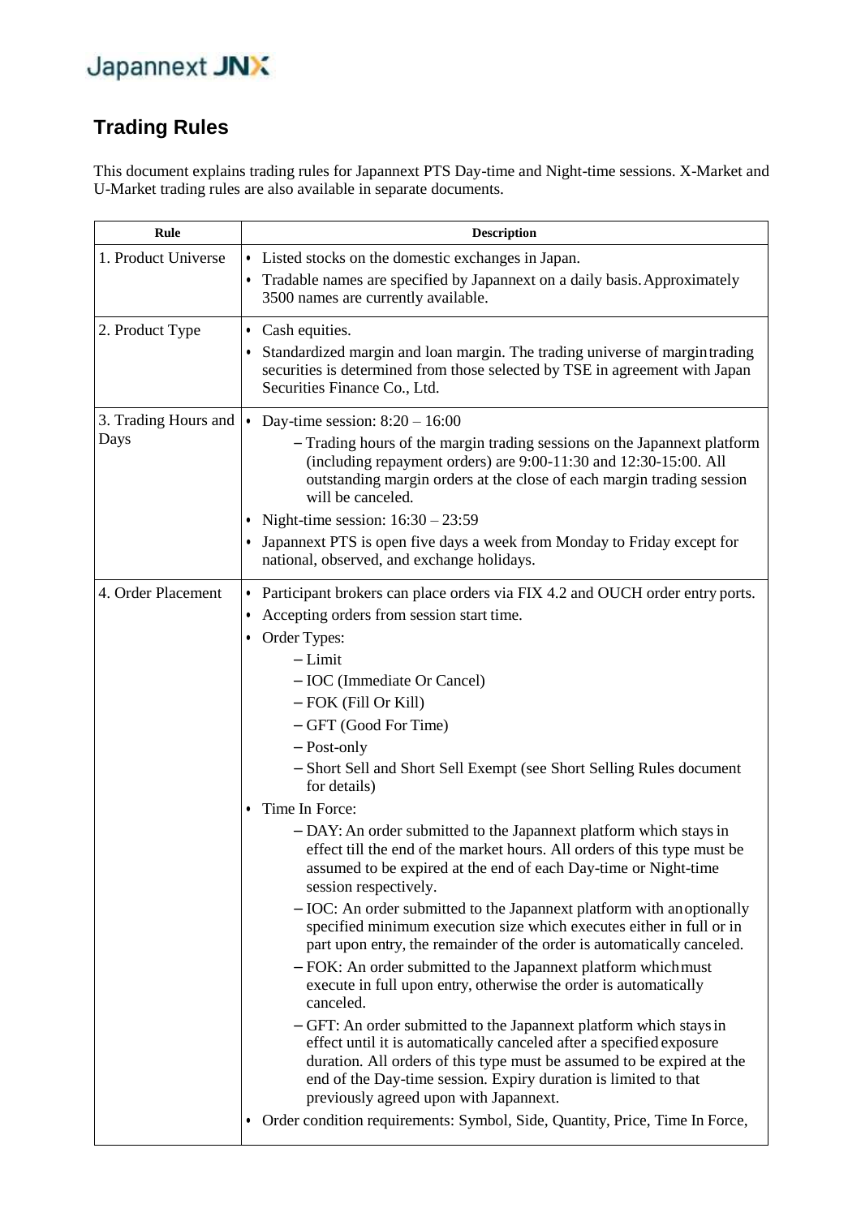Japannext JNX

## Trading Rules

This document explains trading rules for Japannext PTS Day-time and Night-time sessions. X-Market and U-Market trading rules are also available in separate documents.

| Rule | Description |
|---|---|
| 1. Product Universe | • Listed stocks on the domestic exchanges in Japan.<br>• Tradable names are specified by Japannext on a daily basis. Approximately 3500 names are currently available. |
| 2. Product Type | • Cash equities.<br>• Standardized margin and loan margin. The trading universe of margin trading securities is determined from those selected by TSE in agreement with Japan Securities Finance Co., Ltd. |
| 3. Trading Hours and Days | • Day-time session: 8:20 – 16:00<br>– Trading hours of the margin trading sessions on the Japannext platform (including repayment orders) are 9:00-11:30 and 12:30-15:00. All outstanding margin orders at the close of each margin trading session will be canceled.<br>• Night-time session: 16:30 – 23:59<br>• Japannext PTS is open five days a week from Monday to Friday except for national, observed, and exchange holidays. |
| 4. Order Placement | • Participant brokers can place orders via FIX 4.2 and OUCH order entry ports.<br>• Accepting orders from session start time.<br>• Order Types:<br>– Limit<br>– IOC (Immediate Or Cancel)<br>– FOK (Fill Or Kill)<br>– GFT (Good For Time)<br>– Post-only<br>– Short Sell and Short Sell Exempt (see Short Selling Rules document for details)<br>• Time In Force:<br>– DAY: An order submitted to the Japannext platform which stays in effect till the end of the market hours. All orders of this type must be assumed to be expired at the end of each Day-time or Night-time session respectively.<br>– IOC: An order submitted to the Japannext platform with an optionally specified minimum execution size which executes either in full or in part upon entry, the remainder of the order is automatically canceled.<br>– FOK: An order submitted to the Japannext platform which must execute in full upon entry, otherwise the order is automatically canceled.<br>– GFT: An order submitted to the Japannext platform which stays in effect until it is automatically canceled after a specified exposure duration. All orders of this type must be assumed to be expired at the end of the Day-time session. Expiry duration is limited to that previously agreed upon with Japannext.<br>• Order condition requirements: Symbol, Side, Quantity, Price, Time In Force, |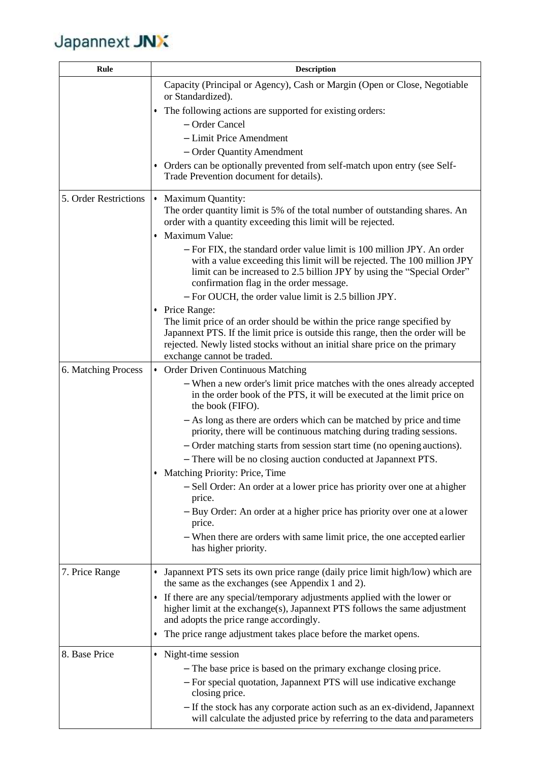| Rule | Description |
| --- | --- |
| | Capacity (Principal or Agency), Cash or Margin (Open or Close, Negotiable or Standardized).<br>• The following actions are supported for existing orders:<br>– Order Cancel<br>– Limit Price Amendment<br>– Order Quantity Amendment<br>• Orders can be optionally prevented from self-match upon entry (see Self-Trade Prevention document for details). |
| 5. Order Restrictions | • Maximum Quantity:<br>The order quantity limit is 5% of the total number of outstanding shares. An order with a quantity exceeding this limit will be rejected.<br>• Maximum Value:<br>– For FIX, the standard order value limit is 100 million JPY. An order with a value exceeding this limit will be rejected. The 100 million JPY limit can be increased to 2.5 billion JPY by using the "Special Order" confirmation flag in the order message.<br>– For OUCH, the order value limit is 2.5 billion JPY.<br>• Price Range:<br>The limit price of an order should be within the price range specified by Japannext PTS. If the limit price is outside this range, then the order will be rejected. Newly listed stocks without an initial share price on the primary exchange cannot be traded. |
| 6. Matching Process | • Order Driven Continuous Matching<br>– When a new order's limit price matches with the ones already accepted in the order book of the PTS, it will be executed at the limit price on the book (FIFO).<br>– As long as there are orders which can be matched by price and time priority, there will be continuous matching during trading sessions.<br>– Order matching starts from session start time (no opening auctions).<br>– There will be no closing auction conducted at Japannext PTS.<br>• Matching Priority: Price, Time<br>– Sell Order: An order at a lower price has priority over one at a higher price.<br>– Buy Order: An order at a higher price has priority over one at a lower price.<br>– When there are orders with same limit price, the one accepted earlier has higher priority. |
| 7. Price Range | • Japannext PTS sets its own price range (daily price limit high/low) which are the same as the exchanges (see Appendix 1 and 2).<br>• If there are any special/temporary adjustments applied with the lower or higher limit at the exchange(s), Japannext PTS follows the same adjustment and adopts the price range accordingly.<br>• The price range adjustment takes place before the market opens. |
| 8. Base Price | • Night-time session<br>– The base price is based on the primary exchange closing price.<br>– For special quotation, Japannext PTS will use indicative exchange closing price.<br>– If the stock has any corporate action such as an ex-dividend, Japannext will calculate the adjusted price by referring to the data and parameters |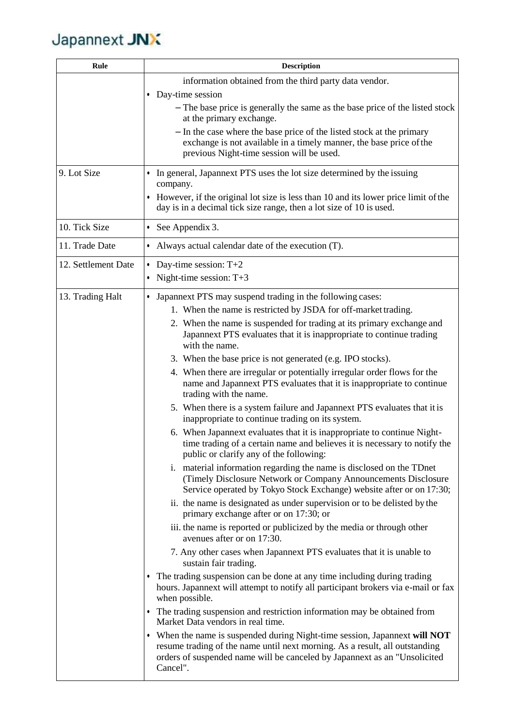| Rule | Description |
|---|---|
| | information obtained from the third party data vendor.<br>• Day-time session<br>  – The base price is generally the same as the base price of the listed stock at the primary exchange.<br>  – In the case where the base price of the listed stock at the primary exchange is not available in a timely manner, the base price of the previous Night-time session will be used. |
| 9. Lot Size | • In general, Japannext PTS uses the lot size determined by the issuing company.<br>• However, if the original lot size is less than 10 and its lower price limit of the day is in a decimal tick size range, then a lot size of 10 is used. |
| 10. Tick Size | • See Appendix 3. |
| 11. Trade Date | • Always actual calendar date of the execution (T). |
| 12. Settlement Date | • Day-time session: T+2<br>• Night-time session: T+3 |
| 13. Trading Halt | • Japannext PTS may suspend trading in the following cases:<br>  1. When the name is restricted by JSDA for off-market trading.<br>  2. When the name is suspended for trading at its primary exchange and Japannext PTS evaluates that it is inappropriate to continue trading with the name.<br>  3. When the base price is not generated (e.g. IPO stocks).<br>  4. When there are irregular or potentially irregular order flows for the name and Japannext PTS evaluates that it is inappropriate to continue trading with the name.<br>  5. When there is a system failure and Japannext PTS evaluates that it is inappropriate to continue trading on its system.<br>  6. When Japannext evaluates that it is inappropriate to continue Night-time trading of a certain name and believes it is necessary to notify the public or clarify any of the following:<br>  i. material information regarding the name is disclosed on the TDnet (Timely Disclosure Network or Company Announcements Disclosure Service operated by Tokyo Stock Exchange) website after or on 17:30;<br>  ii. the name is designated as under supervision or to be delisted by the primary exchange after or on 17:30; or<br>  iii. the name is reported or publicized by the media or through other avenues after or on 17:30.<br>  7. Any other cases when Japannext PTS evaluates that it is unable to sustain fair trading.<br>• The trading suspension can be done at any time including during trading hours. Japannext will attempt to notify all participant brokers via e-mail or fax when possible.<br>• The trading suspension and restriction information may be obtained from Market Data vendors in real time.<br>• When the name is suspended during Night-time session, Japannext **will NOT** resume trading of the name until next morning. As a result, all outstanding orders of suspended name will be canceled by Japannext as an "Unsolicited Cancel". |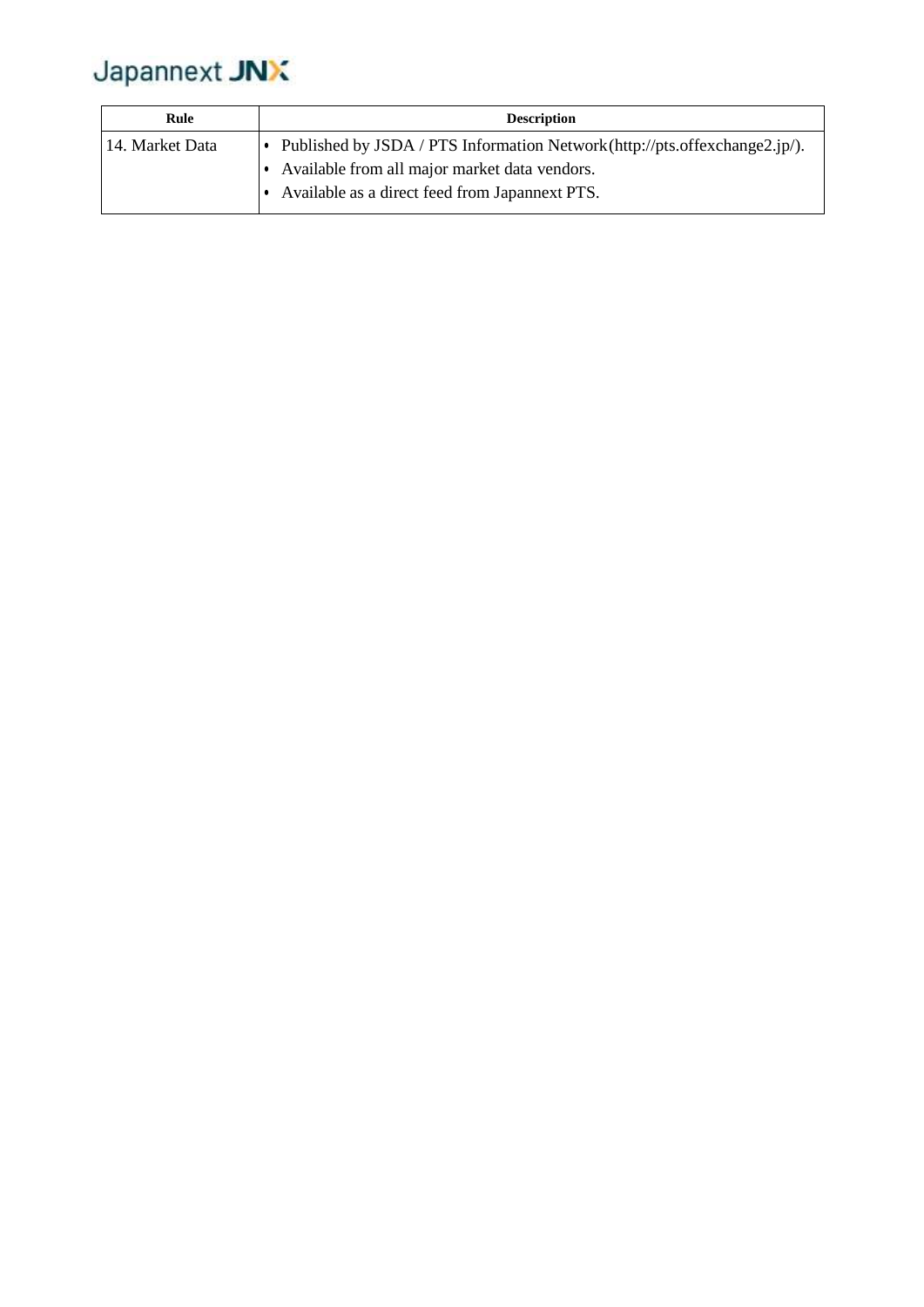| Rule | Description |
|---|---|
| 14. Market Data | • Published by JSDA / PTS Information Network(http://pts.offexchange2.jp/).<br>• Available from all major market data vendors.<br>• Available as a direct feed from Japannext PTS. |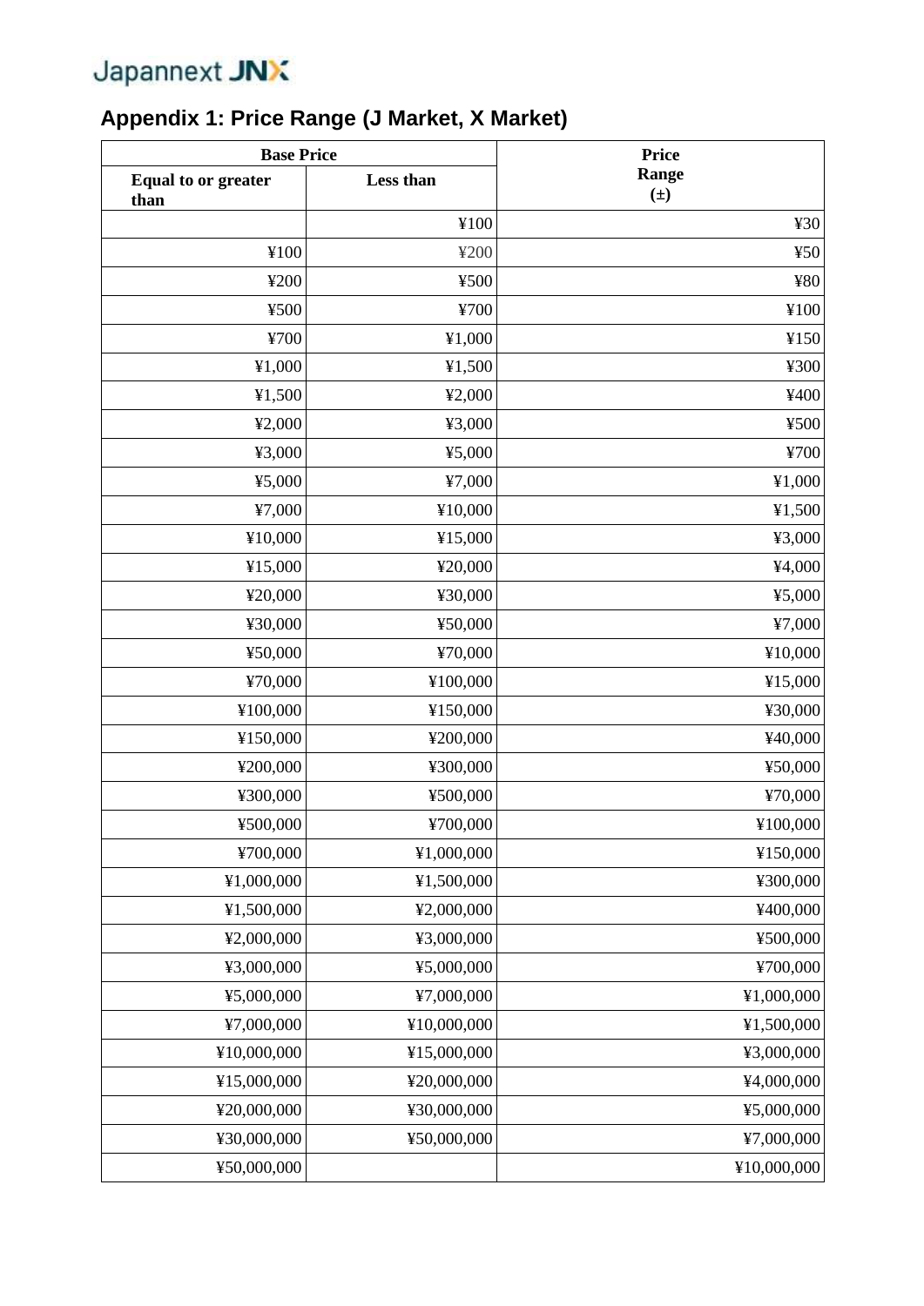## Appendix 1: Price Range (J Market, X Market)

| Base Price | | Price Range (±) |
|---|---|---|
| Equal to or greater than | Less than | |
| | ¥100 | ¥30 |
| ¥100 | ¥200 | ¥50 |
| ¥200 | ¥500 | ¥80 |
| ¥500 | ¥700 | ¥100 |
| ¥700 | ¥1,000 | ¥150 |
| ¥1,000 | ¥1,500 | ¥300 |
| ¥1,500 | ¥2,000 | ¥400 |
| ¥2,000 | ¥3,000 | ¥500 |
| ¥3,000 | ¥5,000 | ¥700 |
| ¥5,000 | ¥7,000 | ¥1,000 |
| ¥7,000 | ¥10,000 | ¥1,500 |
| ¥10,000 | ¥15,000 | ¥3,000 |
| ¥15,000 | ¥20,000 | ¥4,000 |
| ¥20,000 | ¥30,000 | ¥5,000 |
| ¥30,000 | ¥50,000 | ¥7,000 |
| ¥50,000 | ¥70,000 | ¥10,000 |
| ¥70,000 | ¥100,000 | ¥15,000 |
| ¥100,000 | ¥150,000 | ¥30,000 |
| ¥150,000 | ¥200,000 | ¥40,000 |
| ¥200,000 | ¥300,000 | ¥50,000 |
| ¥300,000 | ¥500,000 | ¥70,000 |
| ¥500,000 | ¥700,000 | ¥100,000 |
| ¥700,000 | ¥1,000,000 | ¥150,000 |
| ¥1,000,000 | ¥1,500,000 | ¥300,000 |
| ¥1,500,000 | ¥2,000,000 | ¥400,000 |
| ¥2,000,000 | ¥3,000,000 | ¥500,000 |
| ¥3,000,000 | ¥5,000,000 | ¥700,000 |
| ¥5,000,000 | ¥7,000,000 | ¥1,000,000 |
| ¥7,000,000 | ¥10,000,000 | ¥1,500,000 |
| ¥10,000,000 | ¥15,000,000 | ¥3,000,000 |
| ¥15,000,000 | ¥20,000,000 | ¥4,000,000 |
| ¥20,000,000 | ¥30,000,000 | ¥5,000,000 |
| ¥30,000,000 | ¥50,000,000 | ¥7,000,000 |
| ¥50,000,000 | | ¥10,000,000 |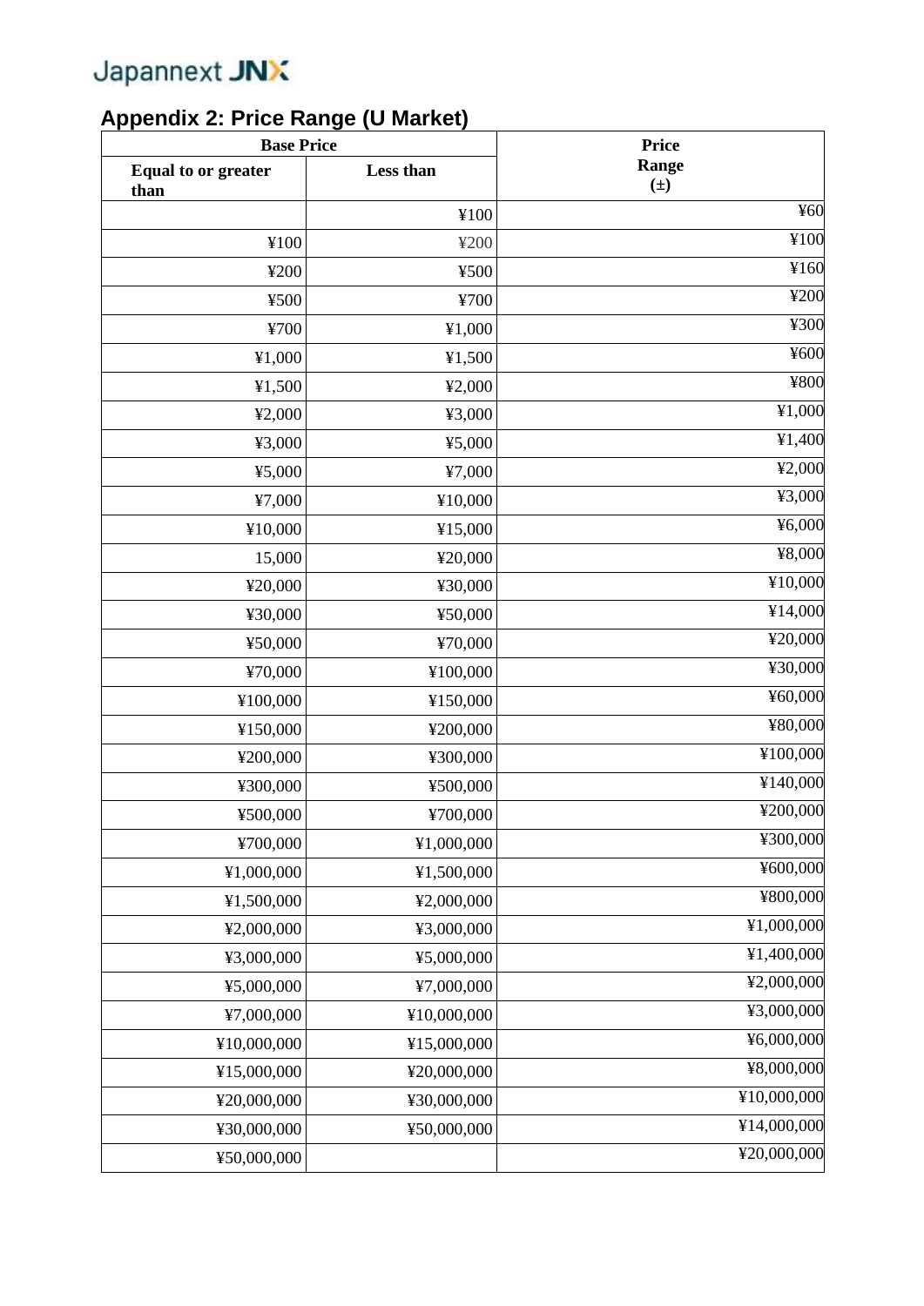Japannext JNX

## Appendix 2: Price Range (U Market)

| Base Price | | Price Range (±) |
|---|---|---|
| Equal to or greater than | Less than | |
| | ¥100 | ¥60 |
| ¥100 | ¥200 | ¥100 |
| ¥200 | ¥500 | ¥160 |
| ¥500 | ¥700 | ¥200 |
| ¥700 | ¥1,000 | ¥300 |
| ¥1,000 | ¥1,500 | ¥600 |
| ¥1,500 | ¥2,000 | ¥800 |
| ¥2,000 | ¥3,000 | ¥1,000 |
| ¥3,000 | ¥5,000 | ¥1,400 |
| ¥5,000 | ¥7,000 | ¥2,000 |
| ¥7,000 | ¥10,000 | ¥3,000 |
| ¥10,000 | ¥15,000 | ¥6,000 |
| 15,000 | ¥20,000 | ¥8,000 |
| ¥20,000 | ¥30,000 | ¥10,000 |
| ¥30,000 | ¥50,000 | ¥14,000 |
| ¥50,000 | ¥70,000 | ¥20,000 |
| ¥70,000 | ¥100,000 | ¥30,000 |
| ¥100,000 | ¥150,000 | ¥60,000 |
| ¥150,000 | ¥200,000 | ¥80,000 |
| ¥200,000 | ¥300,000 | ¥100,000 |
| ¥300,000 | ¥500,000 | ¥140,000 |
| ¥500,000 | ¥700,000 | ¥200,000 |
| ¥700,000 | ¥1,000,000 | ¥300,000 |
| ¥1,000,000 | ¥1,500,000 | ¥600,000 |
| ¥1,500,000 | ¥2,000,000 | ¥800,000 |
| ¥2,000,000 | ¥3,000,000 | ¥1,000,000 |
| ¥3,000,000 | ¥5,000,000 | ¥1,400,000 |
| ¥5,000,000 | ¥7,000,000 | ¥2,000,000 |
| ¥7,000,000 | ¥10,000,000 | ¥3,000,000 |
| ¥10,000,000 | ¥15,000,000 | ¥6,000,000 |
| ¥15,000,000 | ¥20,000,000 | ¥8,000,000 |
| ¥20,000,000 | ¥30,000,000 | ¥10,000,000 |
| ¥30,000,000 | ¥50,000,000 | ¥14,000,000 |
| ¥50,000,000 | | ¥20,000,000 |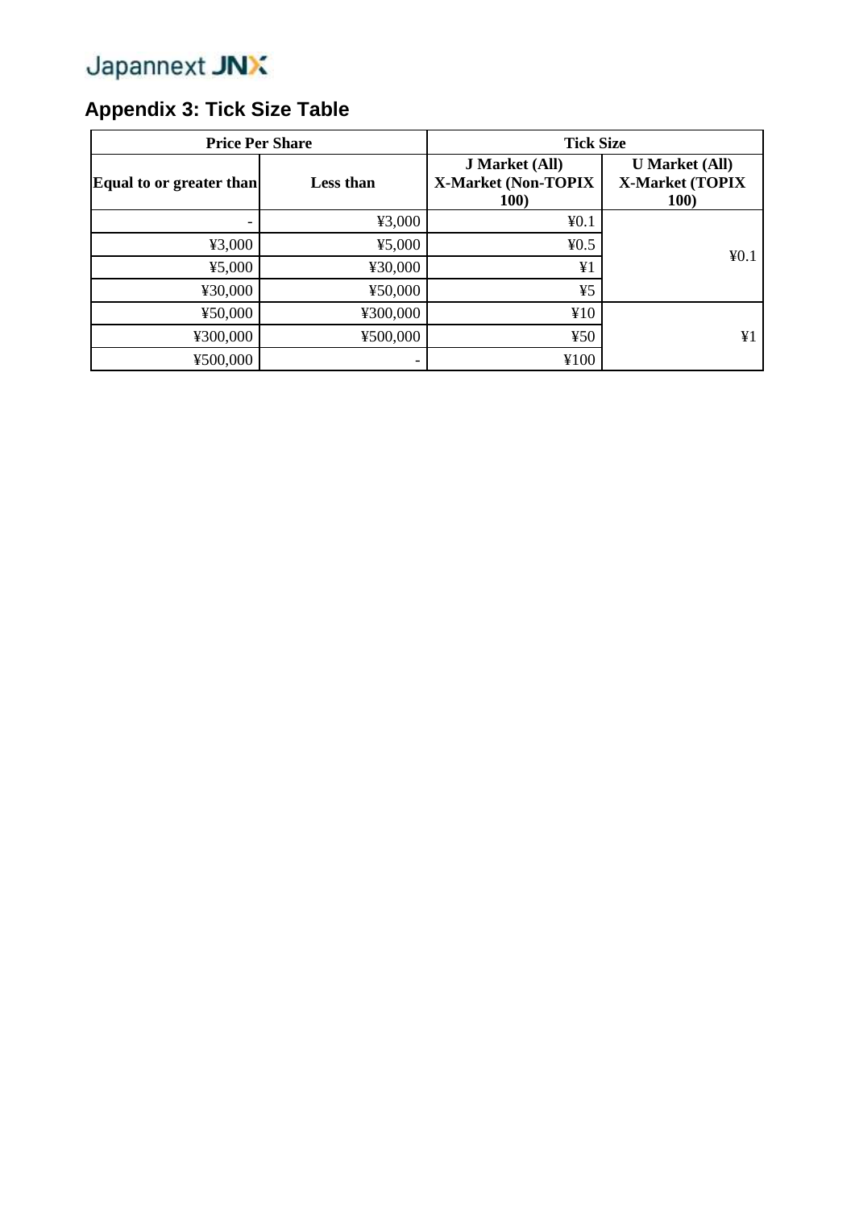## Appendix 3: Tick Size Table

| Price Per Share | | Tick Size | |
|---|---|---|---|
| **Equal to or greater than** | **Less than** | **J Market (All) X-Market (Non-TOPIX 100)** | **U Market (All) X-Market (TOPIX 100)** |
| - | ¥3,000 | ¥0.1 | ¥0.1 |
| ¥3,000 | ¥5,000 | ¥0.5 | |
| ¥5,000 | ¥30,000 | ¥1 | |
| ¥30,000 | ¥50,000 | ¥5 | |
| ¥50,000 | ¥300,000 | ¥10 | ¥1 |
| ¥300,000 | ¥500,000 | ¥50 | |
| ¥500,000 | - | ¥100 | |